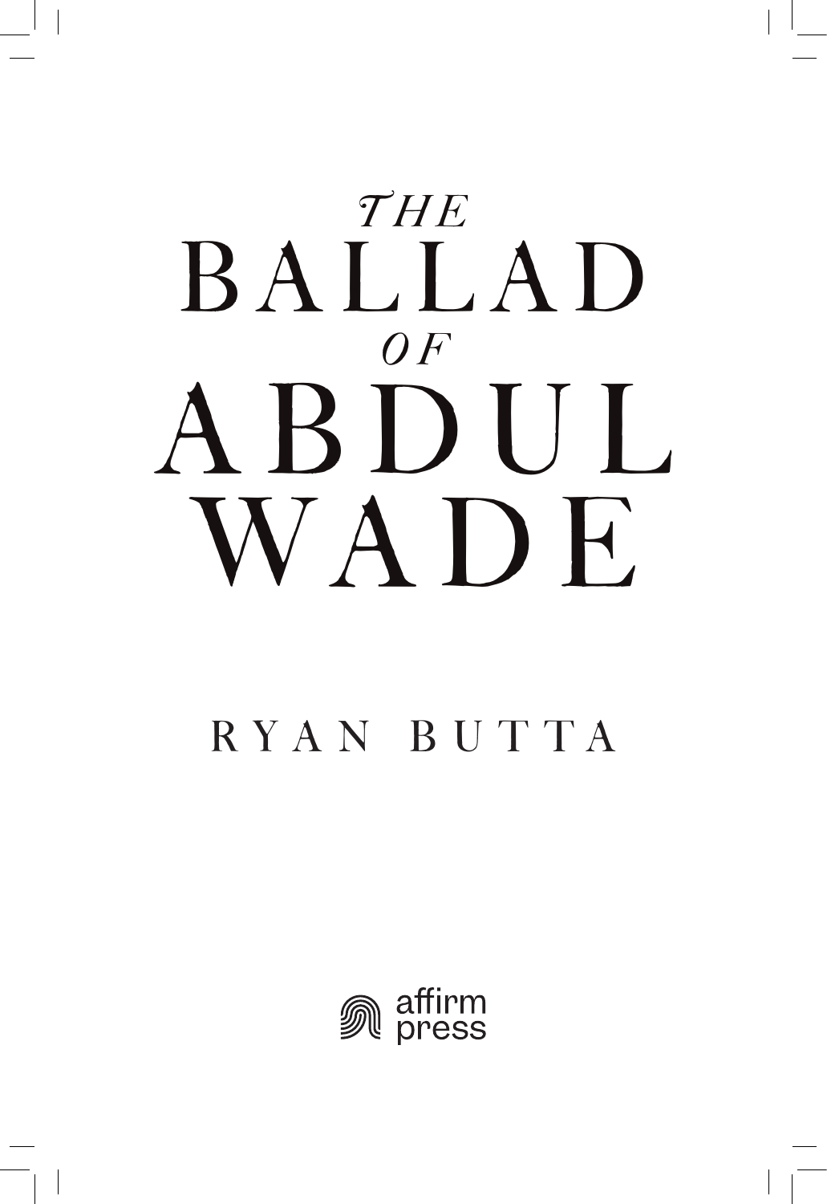# THE BALLAD OF ABDUL WADE

RYAN BUTTA

affirm press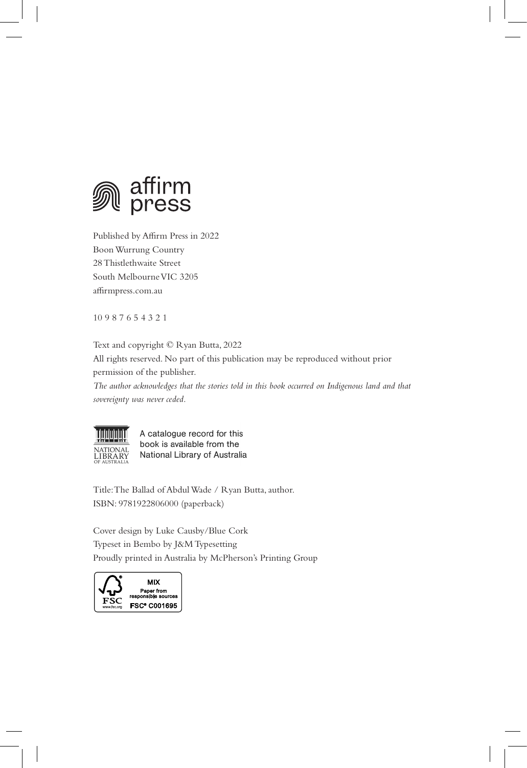affirm press

Published by Affirm Press in 2022
Boon Wurrung Country
28 Thistlethwaite Street
South Melbourne VIC 3205
affirmpress.com.au

10 9 8 7 6 5 4 3 2 1

Text and copyright © Ryan Butta, 2022
All rights reserved. No part of this publication may be reproduced without prior permission of the publisher.
*The author acknowledges that the stories told in this book occurred on Indigenous land and that sovereignty was never ceded.*

NATIONAL LIBRARY OF AUSTRALIA

A catalogue record for this book is available from the National Library of Australia

Title: The Ballad of Abdul Wade / Ryan Butta, author.
ISBN: 9781922806000 (paperback)

Cover design by Luke Causby/Blue Cork
Typeset in Bembo by J&M Typesetting
Proudly printed in Australia by McPherson's Printing Group

FSC www.fsc.org MIX Paper from responsible sources FSC® C001695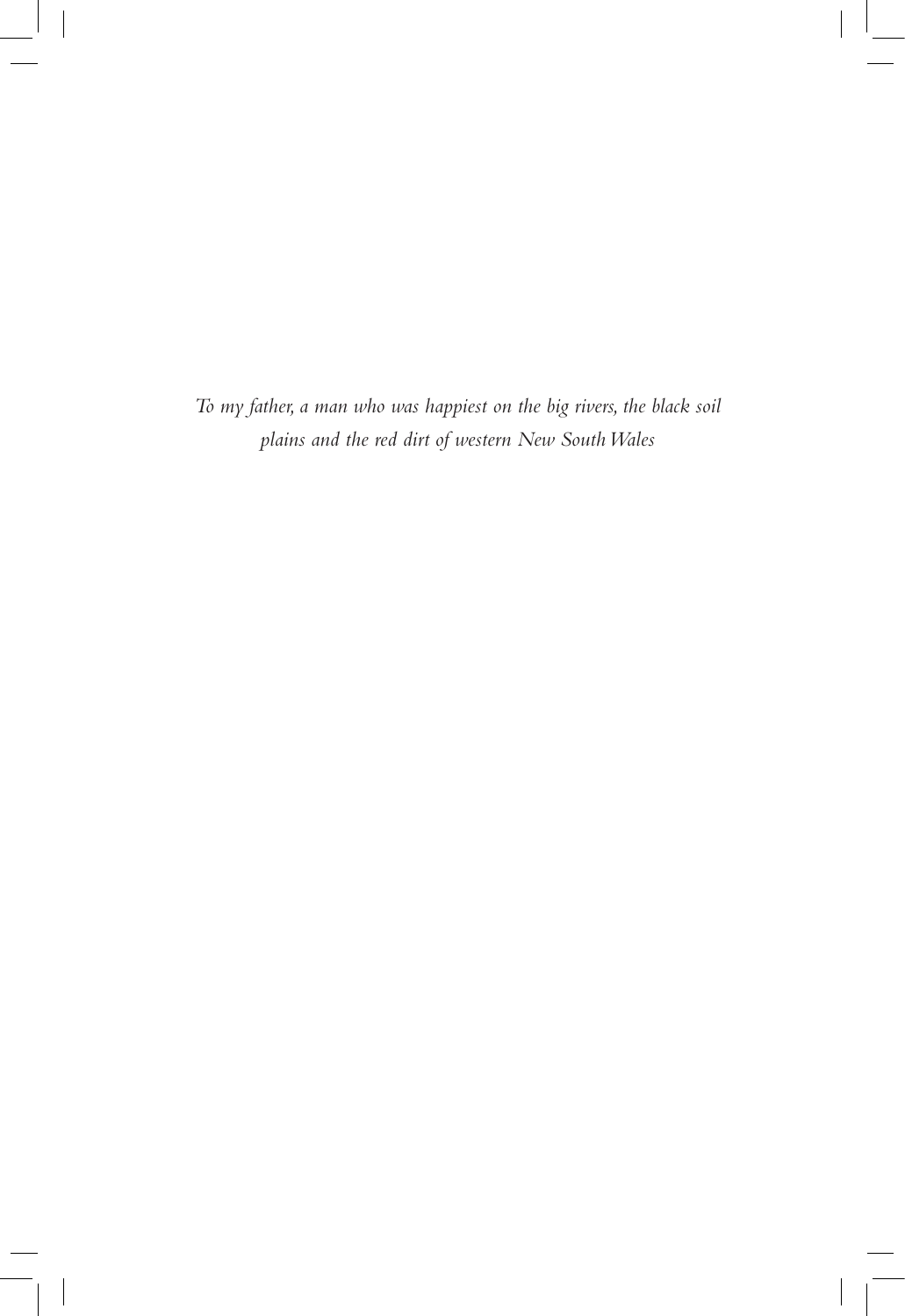*To my father, a man who was happiest on the big rivers, the black soil plains and the red dirt of western New South Wales*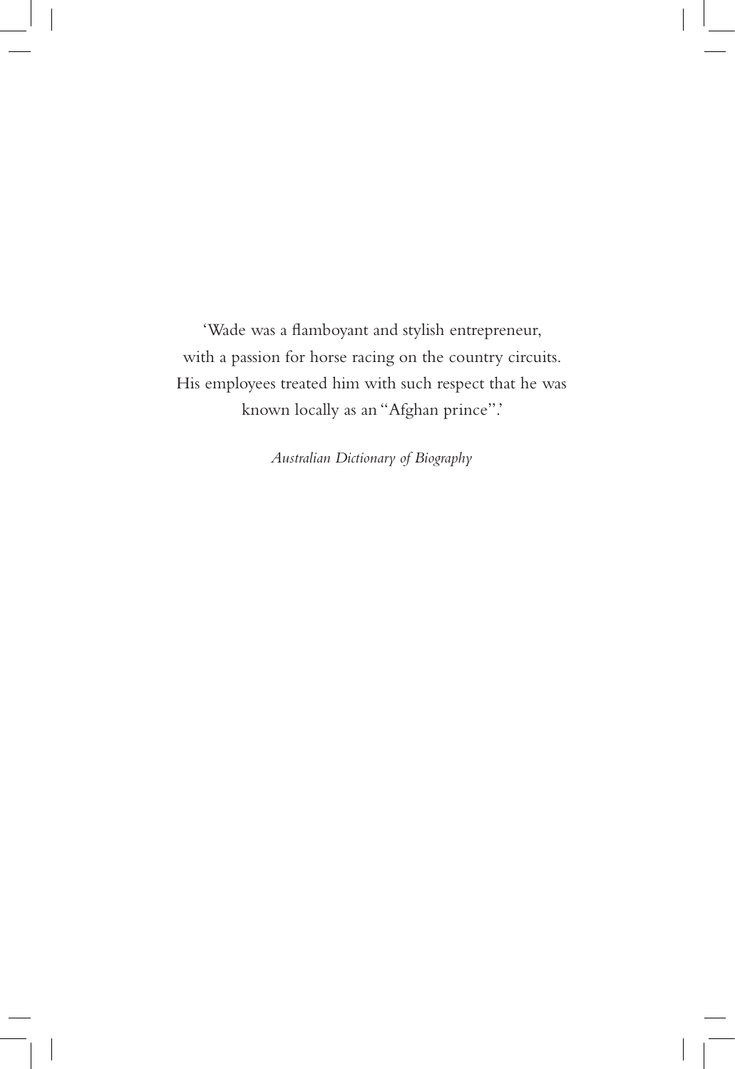'Wade was a flamboyant and stylish entrepreneur, with a passion for horse racing on the country circuits. His employees treated him with such respect that he was known locally as an "Afghan prince".'

*Australian Dictionary of Biography*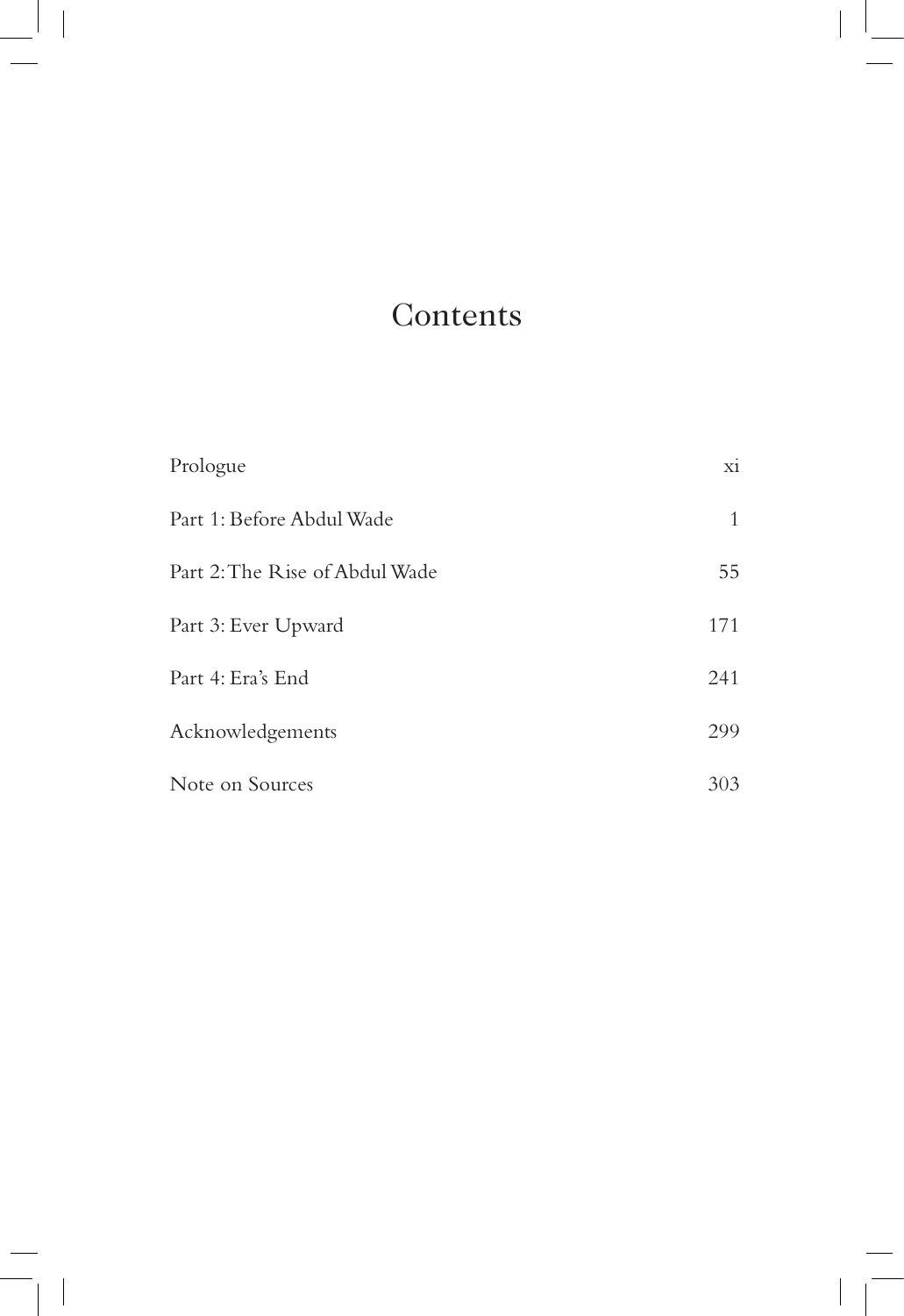# Contents

| | |
|---|---|
| Prologue | xi |
| Part 1: Before Abdul Wade | 1 |
| Part 2: The Rise of Abdul Wade | 55 |
| Part 3: Ever Upward | 171 |
| Part 4: Era's End | 241 |
| Acknowledgements | 299 |
| Note on Sources | 303 |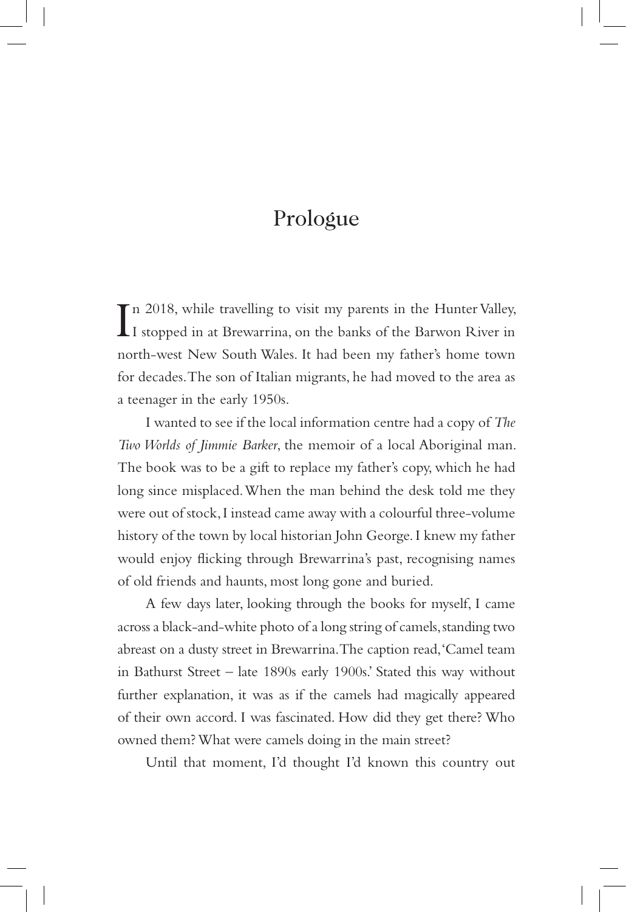# Prologue

In 2018, while travelling to visit my parents in the Hunter Valley, I stopped in at Brewarrina, on the banks of the Barwon River in north-west New South Wales. It had been my father's home town for decades. The son of Italian migrants, he had moved to the area as a teenager in the early 1950s.

I wanted to see if the local information centre had a copy of *The Two Worlds of Jimmie Barker*, the memoir of a local Aboriginal man. The book was to be a gift to replace my father's copy, which he had long since misplaced. When the man behind the desk told me they were out of stock, I instead came away with a colourful three-volume history of the town by local historian John George. I knew my father would enjoy flicking through Brewarrina's past, recognising names of old friends and haunts, most long gone and buried.

A few days later, looking through the books for myself, I came across a black-and-white photo of a long string of camels, standing two abreast on a dusty street in Brewarrina. The caption read, 'Camel team in Bathurst Street – late 1890s early 1900s.' Stated this way without further explanation, it was as if the camels had magically appeared of their own accord. I was fascinated. How did they get there? Who owned them? What were camels doing in the main street?

Until that moment, I'd thought I'd known this country out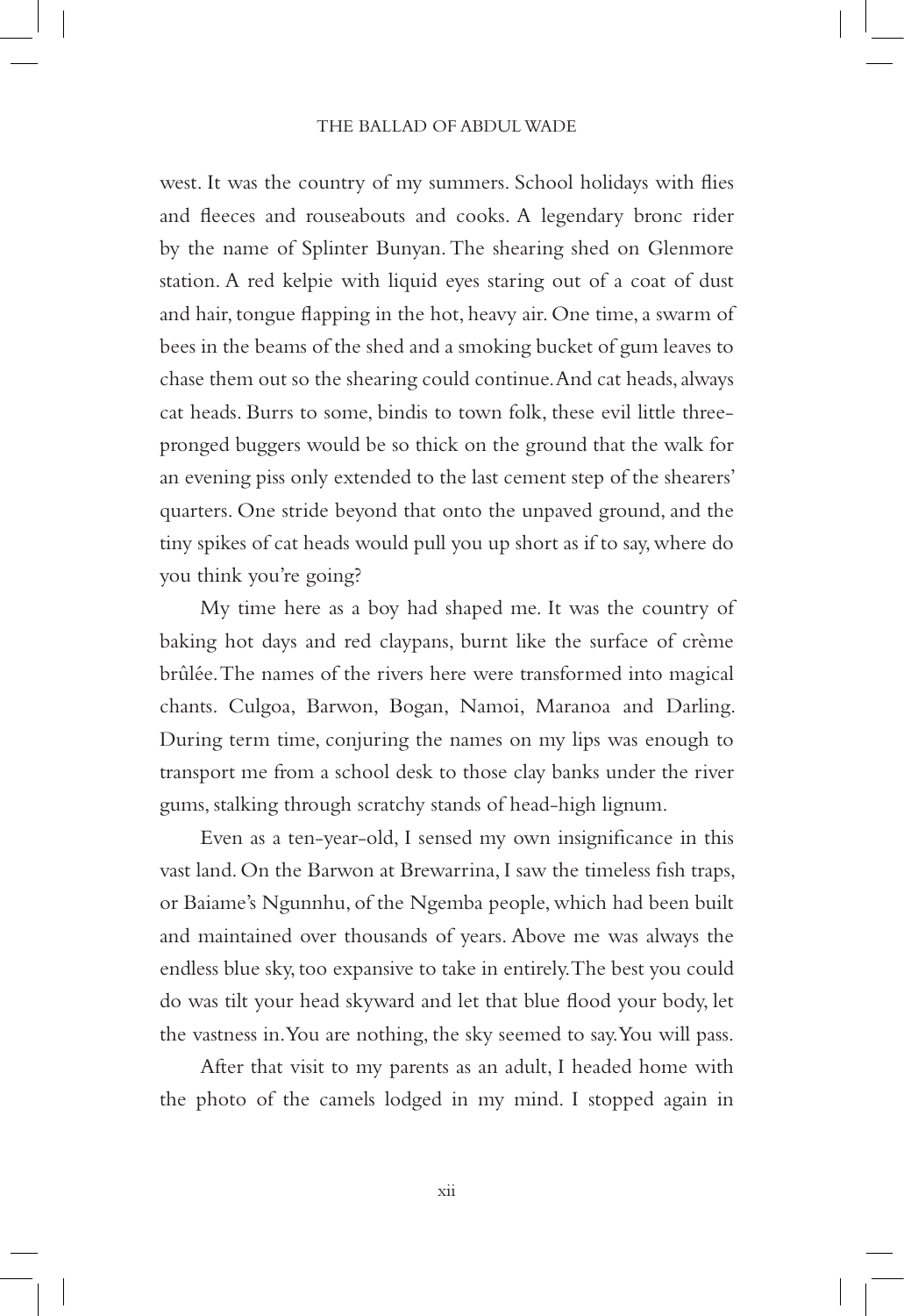west. It was the country of my summers. School holidays with flies and fleeces and rouseabouts and cooks. A legendary bronc rider by the name of Splinter Bunyan. The shearing shed on Glenmore station. A red kelpie with liquid eyes staring out of a coat of dust and hair, tongue flapping in the hot, heavy air. One time, a swarm of bees in the beams of the shed and a smoking bucket of gum leaves to chase them out so the shearing could continue. And cat heads, always cat heads. Burrs to some, bindis to town folk, these evil little three-pronged buggers would be so thick on the ground that the walk for an evening piss only extended to the last cement step of the shearers' quarters. One stride beyond that onto the unpaved ground, and the tiny spikes of cat heads would pull you up short as if to say, where do you think you're going?

My time here as a boy had shaped me. It was the country of baking hot days and red claypans, burnt like the surface of crème brûlée. The names of the rivers here were transformed into magical chants. Culgoa, Barwon, Bogan, Namoi, Maranoa and Darling. During term time, conjuring the names on my lips was enough to transport me from a school desk to those clay banks under the river gums, stalking through scratchy stands of head-high lignum.

Even as a ten-year-old, I sensed my own insignificance in this vast land. On the Barwon at Brewarrina, I saw the timeless fish traps, or Baiame's Ngunnhu, of the Ngemba people, which had been built and maintained over thousands of years. Above me was always the endless blue sky, too expansive to take in entirely. The best you could do was tilt your head skyward and let that blue flood your body, let the vastness in. You are nothing, the sky seemed to say. You will pass.

After that visit to my parents as an adult, I headed home with the photo of the camels lodged in my mind. I stopped again in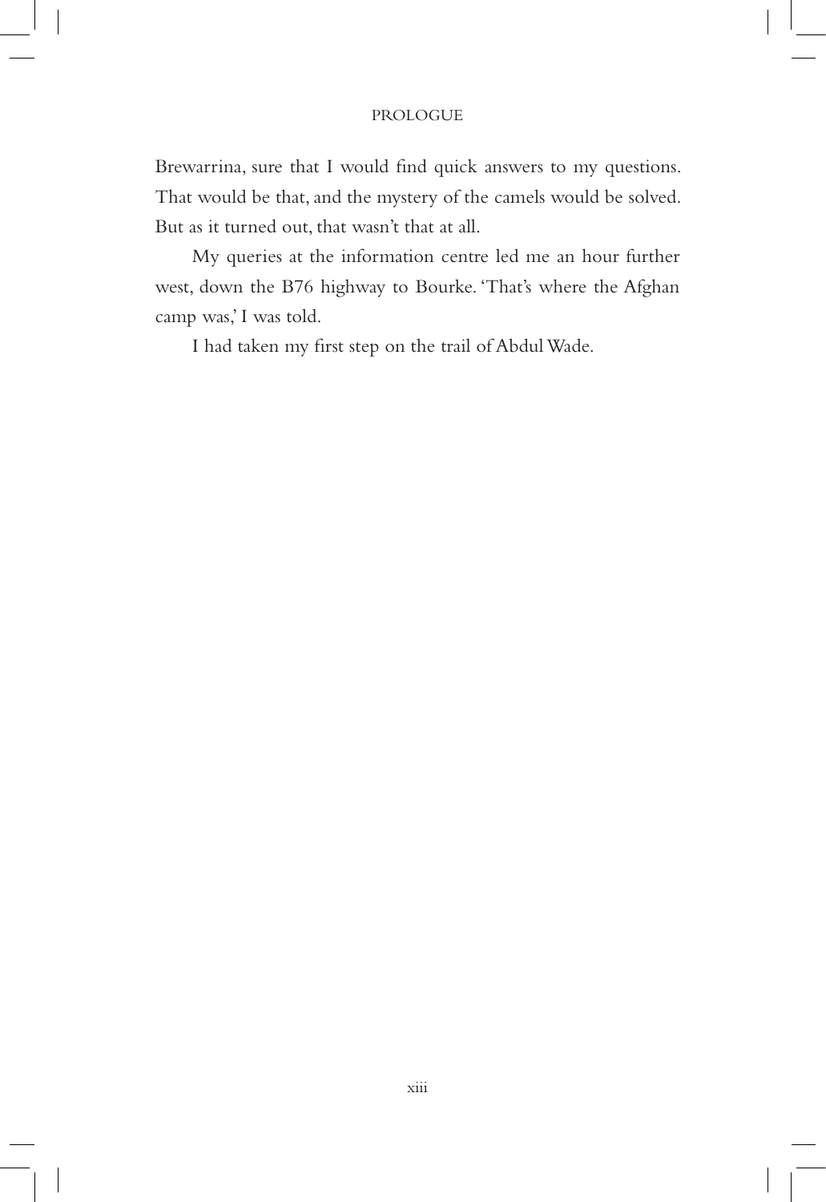Brewarrina, sure that I would find quick answers to my questions. That would be that, and the mystery of the camels would be solved. But as it turned out, that wasn't that at all.

My queries at the information centre led me an hour further west, down the B76 highway to Bourke. 'That's where the Afghan camp was,' I was told.

I had taken my first step on the trail of Abdul Wade.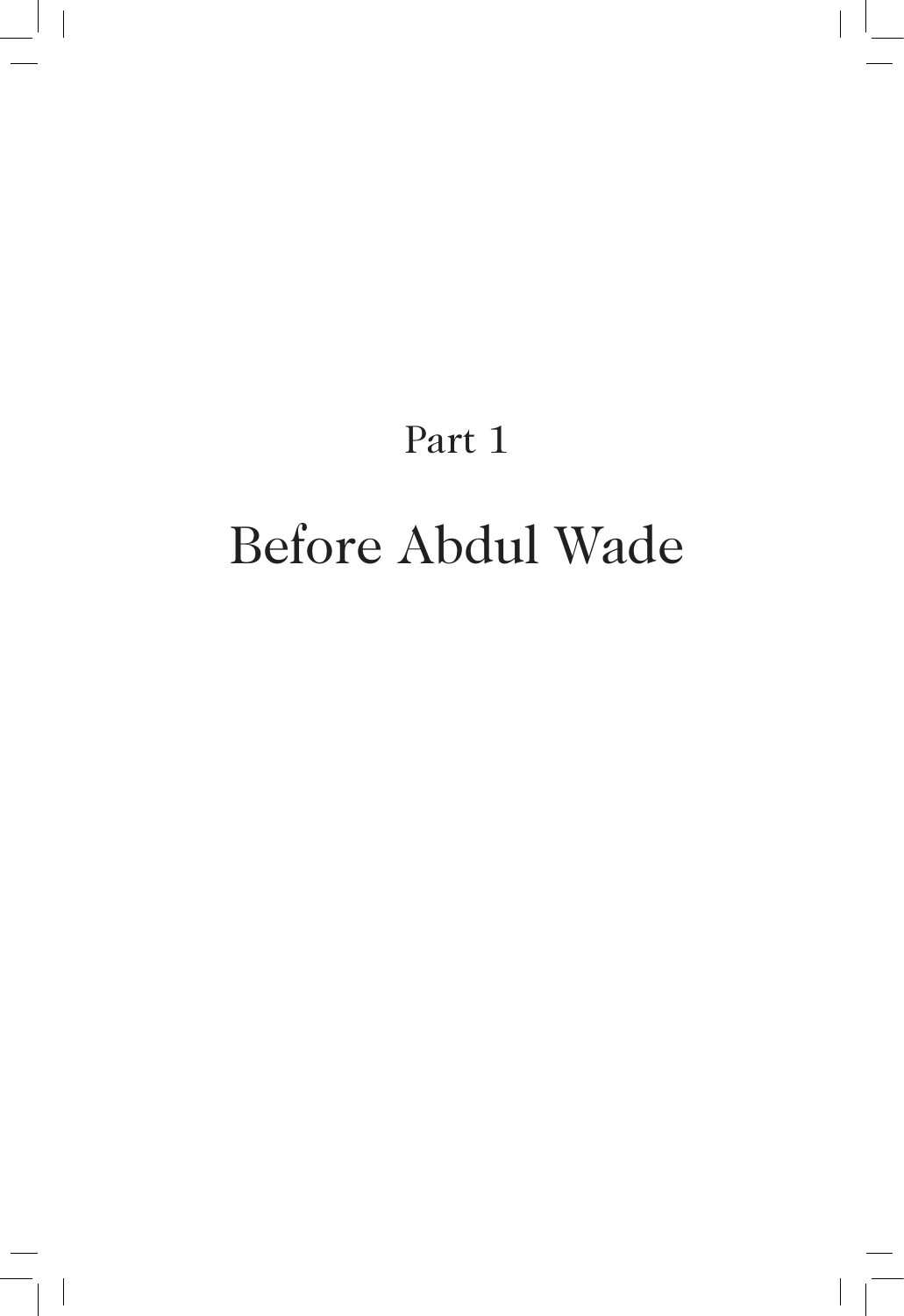# Part 1

# Before Abdul Wade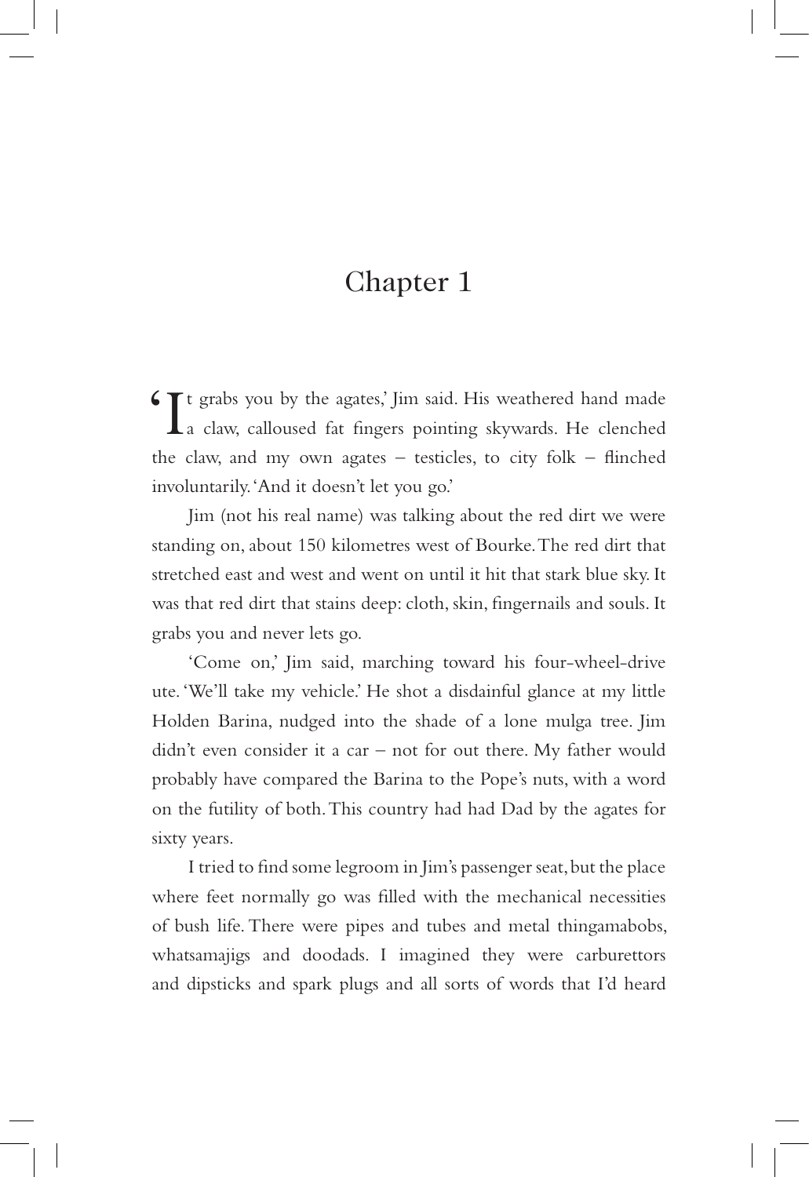# Chapter 1

'It grabs you by the agates,' Jim said. His weathered hand made a claw, calloused fat fingers pointing skywards. He clenched the claw, and my own agates – testicles, to city folk – flinched involuntarily. 'And it doesn't let you go.'

Jim (not his real name) was talking about the red dirt we were standing on, about 150 kilometres west of Bourke. The red dirt that stretched east and west and went on until it hit that stark blue sky. It was that red dirt that stains deep: cloth, skin, fingernails and souls. It grabs you and never lets go.

'Come on,' Jim said, marching toward his four-wheel-drive ute. 'We'll take my vehicle.' He shot a disdainful glance at my little Holden Barina, nudged into the shade of a lone mulga tree. Jim didn't even consider it a car – not for out there. My father would probably have compared the Barina to the Pope's nuts, with a word on the futility of both. This country had had Dad by the agates for sixty years.

I tried to find some legroom in Jim's passenger seat, but the place where feet normally go was filled with the mechanical necessities of bush life. There were pipes and tubes and metal thingamabobs, whatsamajigs and doodads. I imagined they were carburettors and dipsticks and spark plugs and all sorts of words that I'd heard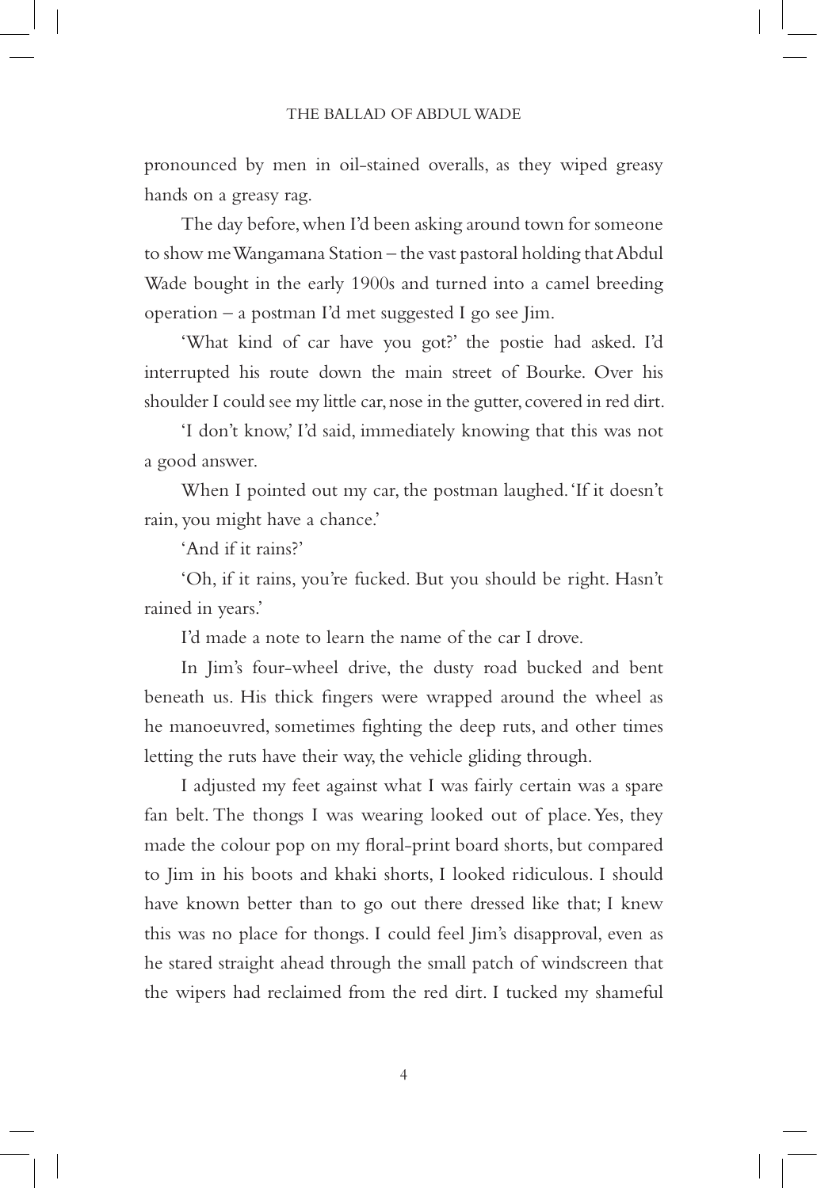pronounced by men in oil-stained overalls, as they wiped greasy hands on a greasy rag.

The day before, when I'd been asking around town for someone to show me Wangamana Station – the vast pastoral holding that Abdul Wade bought in the early 1900s and turned into a camel breeding operation – a postman I'd met suggested I go see Jim.

'What kind of car have you got?' the postie had asked. I'd interrupted his route down the main street of Bourke. Over his shoulder I could see my little car, nose in the gutter, covered in red dirt.

'I don't know,' I'd said, immediately knowing that this was not a good answer.

When I pointed out my car, the postman laughed. 'If it doesn't rain, you might have a chance.'

'And if it rains?'

'Oh, if it rains, you're fucked. But you should be right. Hasn't rained in years.'

I'd made a note to learn the name of the car I drove.

In Jim's four-wheel drive, the dusty road bucked and bent beneath us. His thick fingers were wrapped around the wheel as he manoeuvred, sometimes fighting the deep ruts, and other times letting the ruts have their way, the vehicle gliding through.

I adjusted my feet against what I was fairly certain was a spare fan belt. The thongs I was wearing looked out of place. Yes, they made the colour pop on my floral-print board shorts, but compared to Jim in his boots and khaki shorts, I looked ridiculous. I should have known better than to go out there dressed like that; I knew this was no place for thongs. I could feel Jim's disapproval, even as he stared straight ahead through the small patch of windscreen that the wipers had reclaimed from the red dirt. I tucked my shameful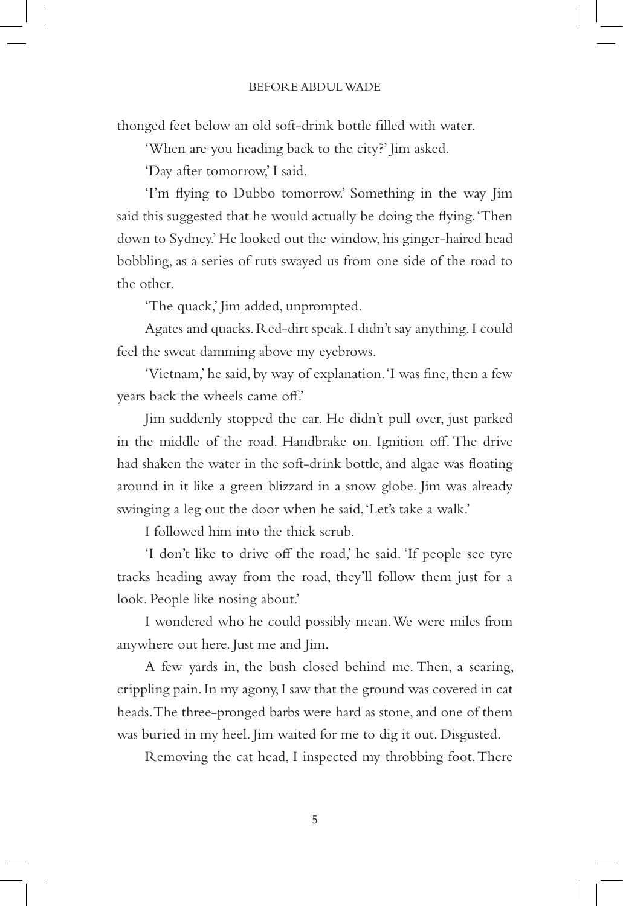thonged feet below an old soft-drink bottle filled with water.

'When are you heading back to the city?' Jim asked.

'Day after tomorrow,' I said.

'I'm flying to Dubbo tomorrow.' Something in the way Jim said this suggested that he would actually be doing the flying. 'Then down to Sydney.' He looked out the window, his ginger-haired head bobbling, as a series of ruts swayed us from one side of the road to the other.

'The quack,' Jim added, unprompted.

Agates and quacks. Red-dirt speak. I didn't say anything. I could feel the sweat damming above my eyebrows.

'Vietnam,' he said, by way of explanation. 'I was fine, then a few years back the wheels came off.'

Jim suddenly stopped the car. He didn't pull over, just parked in the middle of the road. Handbrake on. Ignition off. The drive had shaken the water in the soft-drink bottle, and algae was floating around in it like a green blizzard in a snow globe. Jim was already swinging a leg out the door when he said, 'Let's take a walk.'

I followed him into the thick scrub.

'I don't like to drive off the road,' he said. 'If people see tyre tracks heading away from the road, they'll follow them just for a look. People like nosing about.'

I wondered who he could possibly mean. We were miles from anywhere out here. Just me and Jim.

A few yards in, the bush closed behind me. Then, a searing, crippling pain. In my agony, I saw that the ground was covered in cat heads. The three-pronged barbs were hard as stone, and one of them was buried in my heel. Jim waited for me to dig it out. Disgusted.

Removing the cat head, I inspected my throbbing foot. There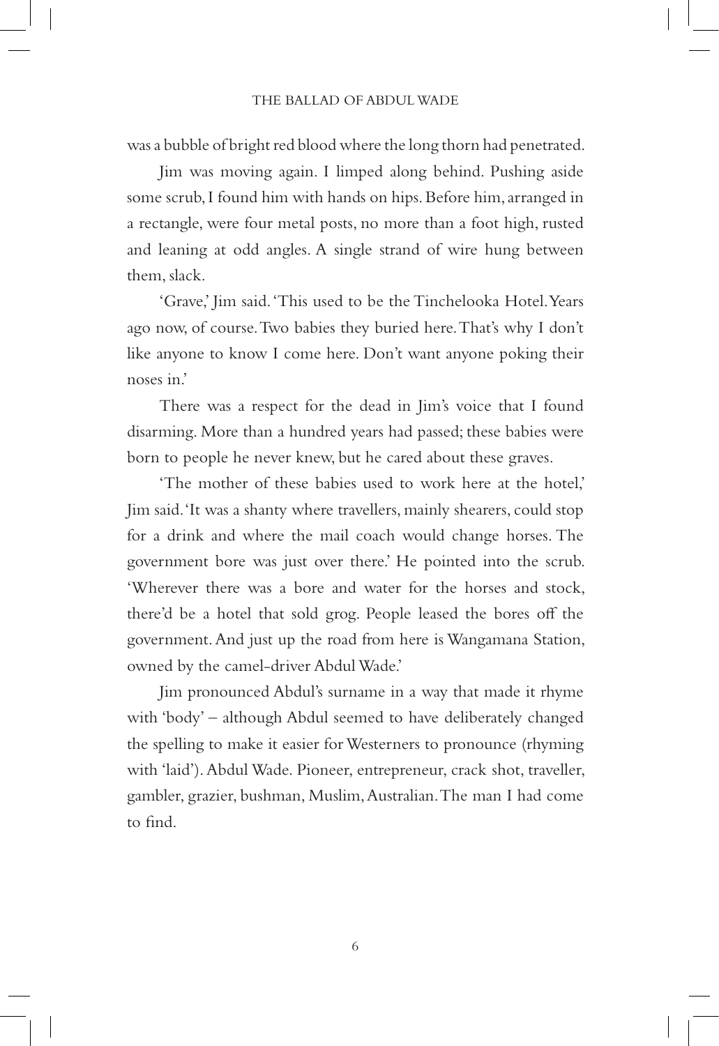was a bubble of bright red blood where the long thorn had penetrated.

Jim was moving again. I limped along behind. Pushing aside some scrub, I found him with hands on hips. Before him, arranged in a rectangle, were four metal posts, no more than a foot high, rusted and leaning at odd angles. A single strand of wire hung between them, slack.

'Grave,' Jim said. 'This used to be the Tinchelooka Hotel. Years ago now, of course. Two babies they buried here. That's why I don't like anyone to know I come here. Don't want anyone poking their noses in.'

There was a respect for the dead in Jim's voice that I found disarming. More than a hundred years had passed; these babies were born to people he never knew, but he cared about these graves.

'The mother of these babies used to work here at the hotel,' Jim said. 'It was a shanty where travellers, mainly shearers, could stop for a drink and where the mail coach would change horses. The government bore was just over there.' He pointed into the scrub. 'Wherever there was a bore and water for the horses and stock, there'd be a hotel that sold grog. People leased the bores off the government. And just up the road from here is Wangamana Station, owned by the camel-driver Abdul Wade.'

Jim pronounced Abdul's surname in a way that made it rhyme with 'body' – although Abdul seemed to have deliberately changed the spelling to make it easier for Westerners to pronounce (rhyming with 'laid'). Abdul Wade. Pioneer, entrepreneur, crack shot, traveller, gambler, grazier, bushman, Muslim, Australian. The man I had come to find.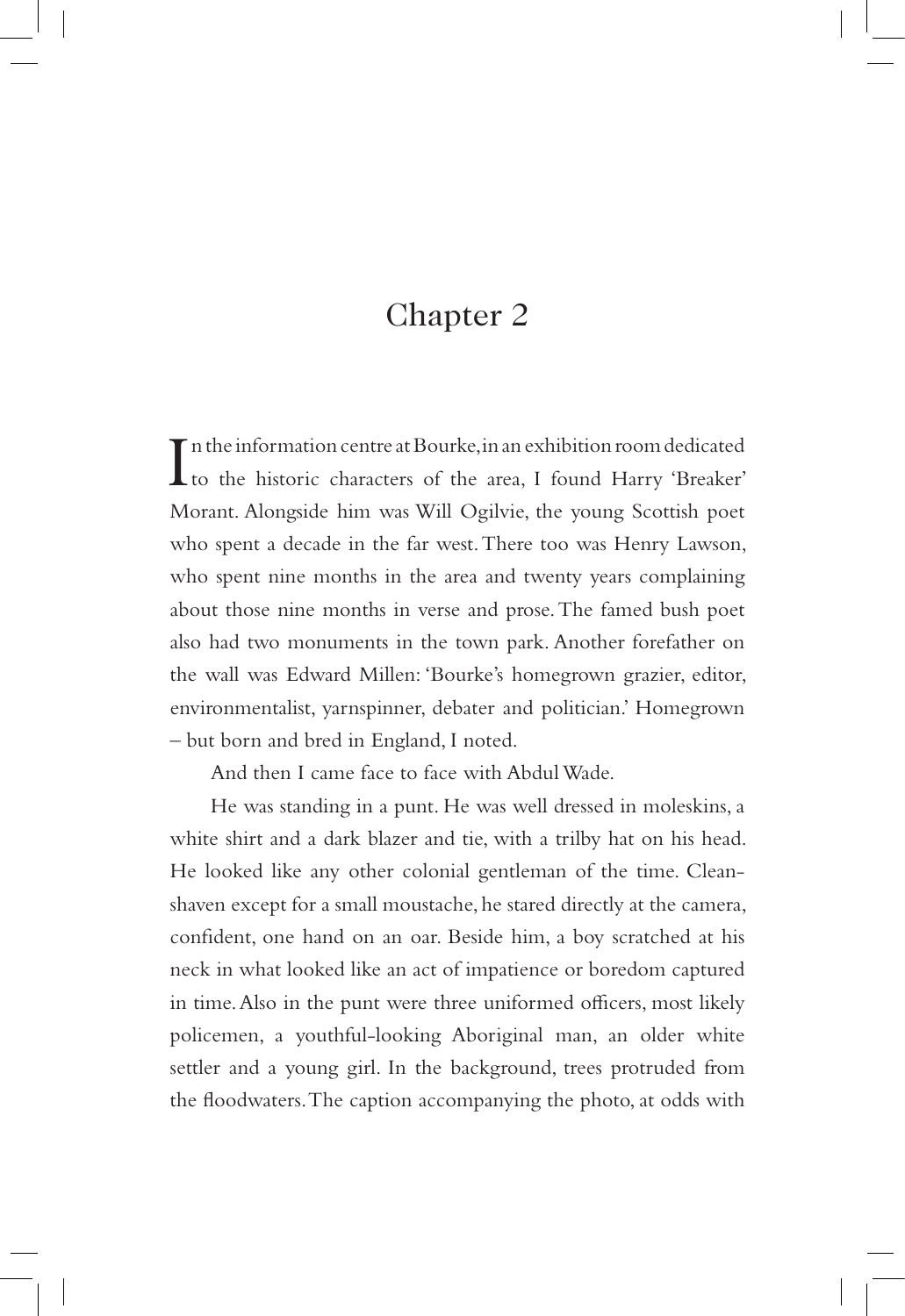# Chapter 2

In the information centre at Bourke, in an exhibition room dedicated to the historic characters of the area, I found Harry 'Breaker' Morant. Alongside him was Will Ogilvie, the young Scottish poet who spent a decade in the far west. There too was Henry Lawson, who spent nine months in the area and twenty years complaining about those nine months in verse and prose. The famed bush poet also had two monuments in the town park. Another forefather on the wall was Edward Millen: 'Bourke's homegrown grazier, editor, environmentalist, yarnspinner, debater and politician.' Homegrown – but born and bred in England, I noted.

And then I came face to face with Abdul Wade.

He was standing in a punt. He was well dressed in moleskins, a white shirt and a dark blazer and tie, with a trilby hat on his head. He looked like any other colonial gentleman of the time. Clean-shaven except for a small moustache, he stared directly at the camera, confident, one hand on an oar. Beside him, a boy scratched at his neck in what looked like an act of impatience or boredom captured in time. Also in the punt were three uniformed officers, most likely policemen, a youthful-looking Aboriginal man, an older white settler and a young girl. In the background, trees protruded from the floodwaters. The caption accompanying the photo, at odds with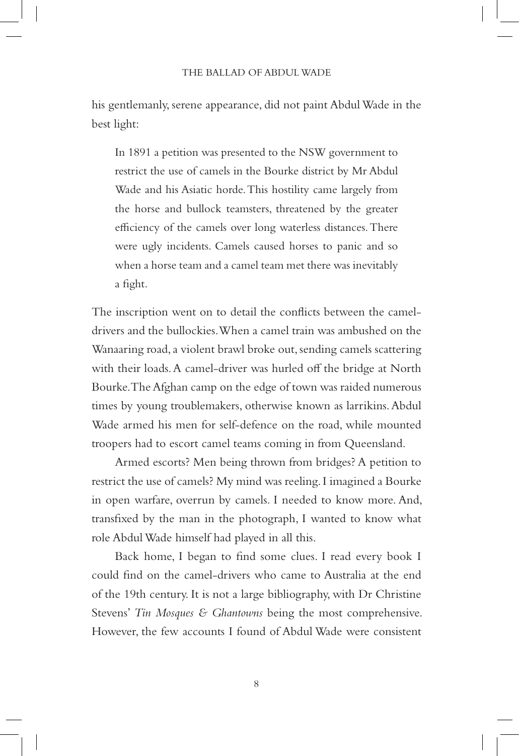his gentlemanly, serene appearance, did not paint Abdul Wade in the best light:

> In 1891 a petition was presented to the NSW government to restrict the use of camels in the Bourke district by Mr Abdul Wade and his Asiatic horde. This hostility came largely from the horse and bullock teamsters, threatened by the greater efficiency of the camels over long waterless distances. There were ugly incidents. Camels caused horses to panic and so when a horse team and a camel team met there was inevitably a fight.

The inscription went on to detail the conflicts between the camel-drivers and the bullockies. When a camel train was ambushed on the Wanaaring road, a violent brawl broke out, sending camels scattering with their loads. A camel-driver was hurled off the bridge at North Bourke. The Afghan camp on the edge of town was raided numerous times by young troublemakers, otherwise known as larrikins. Abdul Wade armed his men for self-defence on the road, while mounted troopers had to escort camel teams coming in from Queensland.

Armed escorts? Men being thrown from bridges? A petition to restrict the use of camels? My mind was reeling. I imagined a Bourke in open warfare, overrun by camels. I needed to know more. And, transfixed by the man in the photograph, I wanted to know what role Abdul Wade himself had played in all this.

Back home, I began to find some clues. I read every book I could find on the camel-drivers who came to Australia at the end of the 19th century. It is not a large bibliography, with Dr Christine Stevens' *Tin Mosques & Ghantowns* being the most comprehensive. However, the few accounts I found of Abdul Wade were consistent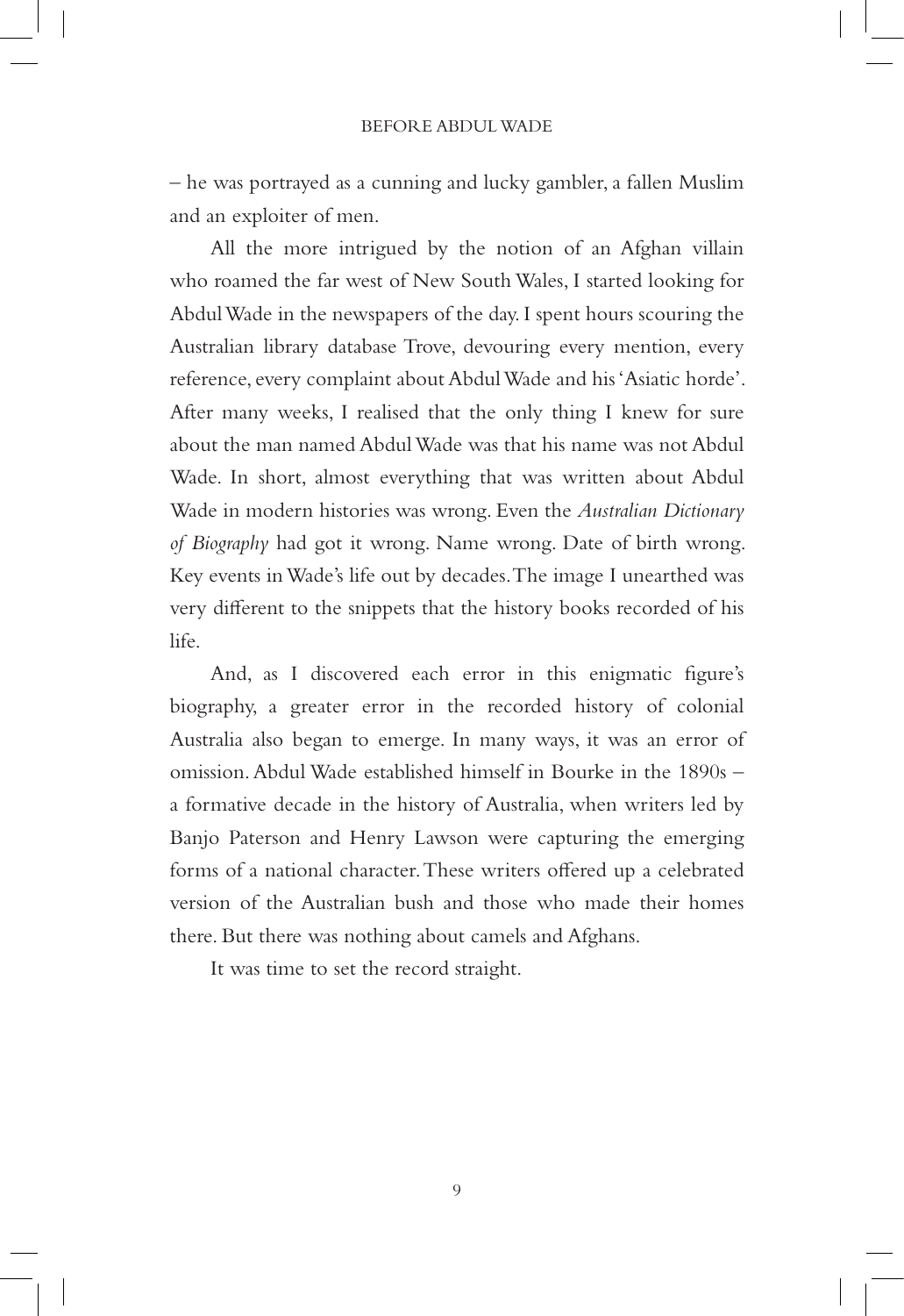– he was portrayed as a cunning and lucky gambler, a fallen Muslim and an exploiter of men.

All the more intrigued by the notion of an Afghan villain who roamed the far west of New South Wales, I started looking for Abdul Wade in the newspapers of the day. I spent hours scouring the Australian library database Trove, devouring every mention, every reference, every complaint about Abdul Wade and his 'Asiatic horde'. After many weeks, I realised that the only thing I knew for sure about the man named Abdul Wade was that his name was not Abdul Wade. In short, almost everything that was written about Abdul Wade in modern histories was wrong. Even the *Australian Dictionary of Biography* had got it wrong. Name wrong. Date of birth wrong. Key events in Wade's life out by decades. The image I unearthed was very different to the snippets that the history books recorded of his life.

And, as I discovered each error in this enigmatic figure's biography, a greater error in the recorded history of colonial Australia also began to emerge. In many ways, it was an error of omission. Abdul Wade established himself in Bourke in the 1890s – a formative decade in the history of Australia, when writers led by Banjo Paterson and Henry Lawson were capturing the emerging forms of a national character. These writers offered up a celebrated version of the Australian bush and those who made their homes there. But there was nothing about camels and Afghans.

It was time to set the record straight.